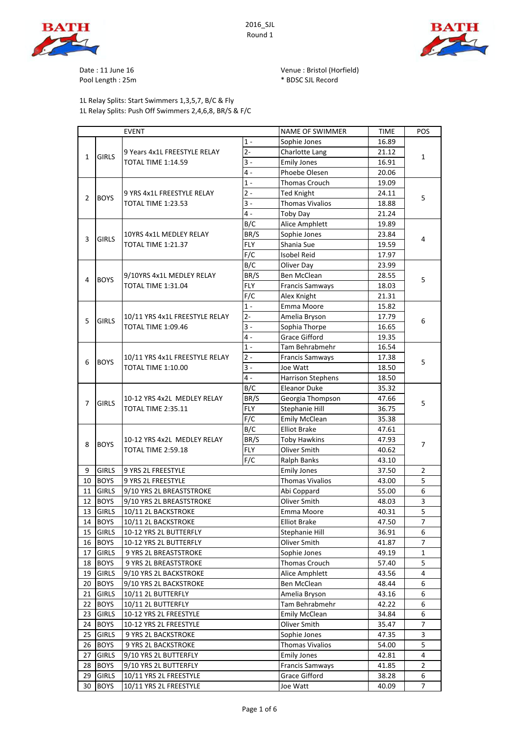2016_SJL
Round 1

Date : 11 June 16
Pool Length : 25m

Venue : Bristol (Horfield)
* BDSC SJL Record

1L Relay Splits: Start Swimmers 1,3,5,7, B/C & Fly
1L Relay Splits: Push Off Swimmers 2,4,6,8, BR/S & F/C

| EVENT | | | | NAME OF SWIMMER | TIME | POS |
|---|---|---|---|---|---|---|
| 1 | GIRLS | 9 Years 4x1L FREESTYLE RELAY TOTAL TIME 1:14.59 | 1 - | Sophie Jones | 16.89 | 1 |
| | | | 2- | Charlotte Lang | 21.12 | |
| | | | 3 - | Emily Jones | 16.91 | |
| | | | 4 - | Phoebe Olesen | 20.06 | |
| 2 | BOYS | 9 YRS 4x1L FREESTYLE RELAY TOTAL TIME 1:23.53 | 1 - | Thomas Crouch | 19.09 | 5 |
| | | | 2 - | Ted Knight | 24.11 | |
| | | | 3 - | Thomas Vivalios | 18.88 | |
| | | | 4 - | Toby Day | 21.24 | |
| 3 | GIRLS | 10YRS 4x1L MEDLEY RELAY TOTAL TIME 1:21.37 | B/C | Alice Amphlett | 19.89 | 4 |
| | | | BR/S | Sophie Jones | 23.84 | |
| | | | FLY | Shania Sue | 19.59 | |
| | | | F/C | Isobel Reid | 17.97 | |
| 4 | BOYS | 9/10YRS 4x1L MEDLEY RELAY TOTAL TIME 1:31.04 | B/C | Oliver Day | 23.99 | 5 |
| | | | BR/S | Ben McClean | 28.55 | |
| | | | FLY | Francis Samways | 18.03 | |
| | | | F/C | Alex Knight | 21.31 | |
| 5 | GIRLS | 10/11 YRS 4x1L FREESTYLE RELAY TOTAL TIME 1:09.46 | 1 - | Emma Moore | 15.82 | 6 |
| | | | 2- | Amelia Bryson | 17.79 | |
| | | | 3 - | Sophia Thorpe | 16.65 | |
| | | | 4 - | Grace Gifford | 19.35 | |
| 6 | BOYS | 10/11 YRS 4x1L FREESTYLE RELAY TOTAL TIME 1:10.00 | 1 - | Tam Behrabmehr | 16.54 | 5 |
| | | | 2 - | Francis Samways | 17.38 | |
| | | | 3 - | Joe Watt | 18.50 | |
| | | | 4 - | Harrison Stephens | 18.50 | |
| 7 | GIRLS | 10-12 YRS 4x2L MEDLEY RELAY TOTAL TIME 2:35.11 | B/C | Eleanor Duke | 35.32 | 5 |
| | | | BR/S | Georgia Thompson | 47.66 | |
| | | | FLY | Stephanie Hill | 36.75 | |
| | | | F/C | Emily McClean | 35.38 | |
| 8 | BOYS | 10-12 YRS 4x2L MEDLEY RELAY TOTAL TIME 2:59.18 | B/C | Elliot Brake | 47.61 | 7 |
| | | | BR/S | Toby Hawkins | 47.93 | |
| | | | FLY | Oliver Smith | 40.62 | |
| | | | F/C | Ralph Banks | 43.10 | |
| 9 | GIRLS | 9 YRS 2L FREESTYLE | | Emily Jones | 37.50 | 2 |
| 10 | BOYS | 9 YRS 2L FREESTYLE | | Thomas Vivalios | 43.00 | 5 |
| 11 | GIRLS | 9/10 YRS 2L BREASTSTROKE | | Abi Coppard | 55.00 | 6 |
| 12 | BOYS | 9/10 YRS 2L BREASTSTROKE | | Oliver Smith | 48.03 | 3 |
| 13 | GIRLS | 10/11 2L BACKSTROKE | | Emma Moore | 40.31 | 5 |
| 14 | BOYS | 10/11 2L BACKSTROKE | | Elliot Brake | 47.50 | 7 |
| 15 | GIRLS | 10-12 YRS 2L BUTTERFLY | | Stephanie Hill | 36.91 | 6 |
| 16 | BOYS | 10-12 YRS 2L BUTTERFLY | | Oliver Smith | 41.87 | 7 |
| 17 | GIRLS | 9 YRS 2L BREASTSTROKE | | Sophie Jones | 49.19 | 1 |
| 18 | BOYS | 9 YRS 2L BREASTSTROKE | | Thomas Crouch | 57.40 | 5 |
| 19 | GIRLS | 9/10 YRS 2L BACKSTROKE | | Alice Amphlett | 43.56 | 4 |
| 20 | BOYS | 9/10 YRS 2L BACKSTROKE | | Ben McClean | 48.44 | 6 |
| 21 | GIRLS | 10/11 2L BUTTERFLY | | Amelia Bryson | 43.16 | 6 |
| 22 | BOYS | 10/11 2L BUTTERFLY | | Tam Behrabmehr | 42.22 | 6 |
| 23 | GIRLS | 10-12 YRS 2L FREESTYLE | | Emily McClean | 34.84 | 6 |
| 24 | BOYS | 10-12 YRS 2L FREESTYLE | | Oliver Smith | 35.47 | 7 |
| 25 | GIRLS | 9 YRS 2L BACKSTROKE | | Sophie Jones | 47.35 | 3 |
| 26 | BOYS | 9 YRS 2L BACKSTROKE | | Thomas Vivalios | 54.00 | 5 |
| 27 | GIRLS | 9/10 YRS 2L BUTTERFLY | | Emily Jones | 42.81 | 4 |
| 28 | BOYS | 9/10 YRS 2L BUTTERFLY | | Francis Samways | 41.85 | 2 |
| 29 | GIRLS | 10/11 YRS 2L FREESTYLE | | Grace Gifford | 38.28 | 6 |
| 30 | BOYS | 10/11 YRS 2L FREESTYLE | | Joe Watt | 40.09 | 7 |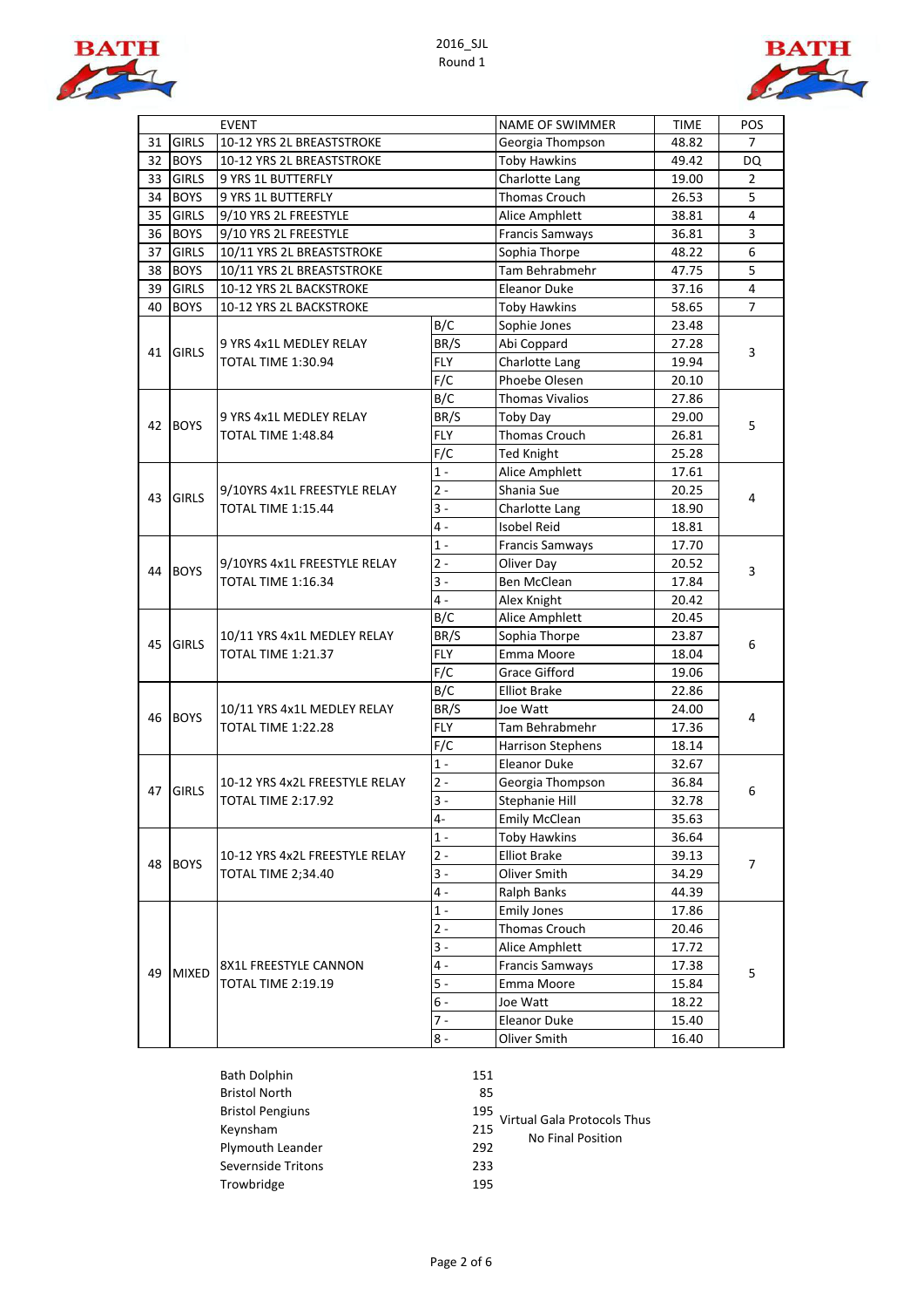2016_SJL
Round 1

| | | EVENT | | NAME OF SWIMMER | TIME | POS |
|---|---|---|---|---|---|---|
| 31 | GIRLS | 10-12 YRS 2L BREASTSTROKE | | Georgia Thompson | 48.82 | 7 |
| 32 | BOYS | 10-12 YRS 2L BREASTSTROKE | | Toby Hawkins | 49.42 | DQ |
| 33 | GIRLS | 9 YRS 1L BUTTERFLY | | Charlotte Lang | 19.00 | 2 |
| 34 | BOYS | 9 YRS 1L BUTTERFLY | | Thomas Crouch | 26.53 | 5 |
| 35 | GIRLS | 9/10 YRS 2L FREESTYLE | | Alice Amphlett | 38.81 | 4 |
| 36 | BOYS | 9/10 YRS 2L FREESTYLE | | Francis Samways | 36.81 | 3 |
| 37 | GIRLS | 10/11 YRS 2L BREASTSTROKE | | Sophia Thorpe | 48.22 | 6 |
| 38 | BOYS | 10/11 YRS 2L BREASTSTROKE | | Tam Behrabmehr | 47.75 | 5 |
| 39 | GIRLS | 10-12 YRS 2L BACKSTROKE | | Eleanor Duke | 37.16 | 4 |
| 40 | BOYS | 10-12 YRS 2L BACKSTROKE | | Toby Hawkins | 58.65 | 7 |
| 41 | GIRLS | 9 YRS 4x1L MEDLEY RELAY TOTAL TIME 1:30.94 | B/C | Sophie Jones | 23.48 | 3 |
| | | | BR/S | Abi Coppard | 27.28 | |
| | | | FLY | Charlotte Lang | 19.94 | |
| | | | F/C | Phoebe Olesen | 20.10 | |
| 42 | BOYS | 9 YRS 4x1L MEDLEY RELAY TOTAL TIME 1:48.84 | B/C | Thomas Vivalios | 27.86 | 5 |
| | | | BR/S | Toby Day | 29.00 | |
| | | | FLY | Thomas Crouch | 26.81 | |
| | | | F/C | Ted Knight | 25.28 | |
| 43 | GIRLS | 9/10YRS 4x1L FREESTYLE RELAY TOTAL TIME 1:15.44 | 1 - | Alice Amphlett | 17.61 | 4 |
| | | | 2 - | Shania Sue | 20.25 | |
| | | | 3 - | Charlotte Lang | 18.90 | |
| | | | 4 - | Isobel Reid | 18.81 | |
| 44 | BOYS | 9/10YRS 4x1L FREESTYLE RELAY TOTAL TIME 1:16.34 | 1 - | Francis Samways | 17.70 | 3 |
| | | | 2 - | Oliver Day | 20.52 | |
| | | | 3 - | Ben McClean | 17.84 | |
| | | | 4 - | Alex Knight | 20.42 | |
| 45 | GIRLS | 10/11 YRS 4x1L MEDLEY RELAY TOTAL TIME 1:21.37 | B/C | Alice Amphlett | 20.45 | 6 |
| | | | BR/S | Sophia Thorpe | 23.87 | |
| | | | FLY | Emma Moore | 18.04 | |
| | | | F/C | Grace Gifford | 19.06 | |
| 46 | BOYS | 10/11 YRS 4x1L MEDLEY RELAY TOTAL TIME 1:22.28 | B/C | Elliot Brake | 22.86 | 4 |
| | | | BR/S | Joe Watt | 24.00 | |
| | | | FLY | Tam Behrabmehr | 17.36 | |
| | | | F/C | Harrison Stephens | 18.14 | |
| 47 | GIRLS | 10-12 YRS 4x2L FREESTYLE RELAY TOTAL TIME 2:17.92 | 1 - | Eleanor Duke | 32.67 | 6 |
| | | | 2 - | Georgia Thompson | 36.84 | |
| | | | 3 - | Stephanie Hill | 32.78 | |
| | | | 4- | Emily McClean | 35.63 | |
| 48 | BOYS | 10-12 YRS 4x2L FREESTYLE RELAY TOTAL TIME 2;34.40 | 1 - | Toby Hawkins | 36.64 | 7 |
| | | | 2 - | Elliot Brake | 39.13 | |
| | | | 3 - | Oliver Smith | 34.29 | |
| | | | 4 - | Ralph Banks | 44.39 | |
| 49 | MIXED | 8X1L FREESTYLE CANNON TOTAL TIME 2:19.19 | 1 - | Emily Jones | 17.86 | 5 |
| | | | 2 - | Thomas Crouch | 20.46 | |
| | | | 3 - | Alice Amphlett | 17.72 | |
| | | | 4 - | Francis Samways | 17.38 | |
| | | | 5 - | Emma Moore | 15.84 | |
| | | | 6 - | Joe Watt | 18.22 | |
| | | | 7 - | Eleanor Duke | 15.40 | |
| | | | 8 - | Oliver Smith | 16.40 | |

| Club | Points |
|---|---|
| Bath Dolphin | 151 |
| Bristol North | 85 |
| Bristol Pengiuns | 195 |
| Keynsham | 215 |
| Plymouth Leander | 292 |
| Severnside Tritons | 233 |
| Trowbridge | 195 |

Virtual Gala Protocols Thus No Final Position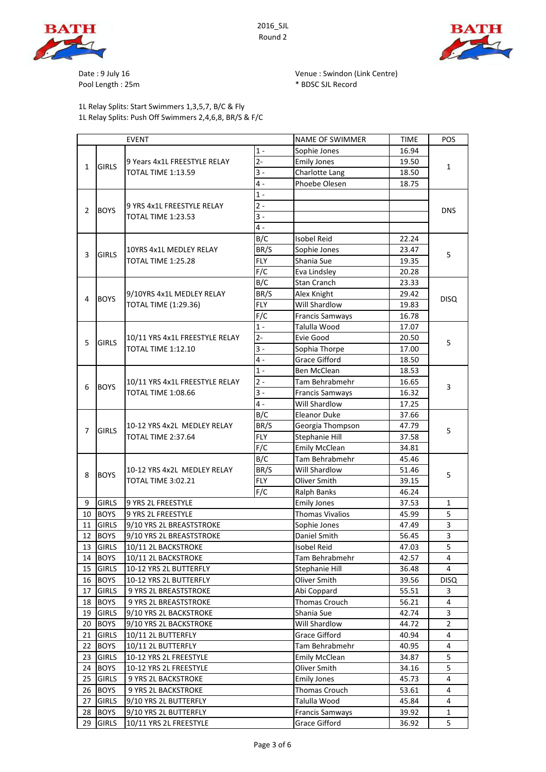2016_SJL
Round 2

Date : 9 July 16
Pool Length : 25m

Venue : Swindon (Link Centre)
* BDSC SJL Record

1L Relay Splits: Start Swimmers 1,3,5,7, B/C & Fly
1L Relay Splits: Push Off Swimmers 2,4,6,8, BR/S & F/C

| EVENT | | | | NAME OF SWIMMER | TIME | POS |
|---|---|---|---|---|---|---|
| 1 | GIRLS | 9 Years 4x1L FREESTYLE RELAY TOTAL TIME 1:13.59 | 1 - | Sophie Jones | 16.94 | 1 |
| | | | 2- | Emily Jones | 19.50 | |
| | | | 3 - | Charlotte Lang | 18.50 | |
| | | | 4 - | Phoebe Olesen | 18.75 | |
| 2 | BOYS | 9 YRS 4x1L FREESTYLE RELAY TOTAL TIME 1:23.53 | 1 - | | | DNS |
| | | | 2 - | | | |
| | | | 3 - | | | |
| | | | 4 - | | | |
| 3 | GIRLS | 10YRS 4x1L MEDLEY RELAY TOTAL TIME 1:25.28 | B/C | Isobel Reid | 22.24 | 5 |
| | | | BR/S | Sophie Jones | 23.47 | |
| | | | FLY | Shania Sue | 19.35 | |
| | | | F/C | Eva Lindsley | 20.28 | |
| 4 | BOYS | 9/10YRS 4x1L MEDLEY RELAY TOTAL TIME (1:29.36) | B/C | Stan Cranch | 23.33 | DISQ |
| | | | BR/S | Alex Knight | 29.42 | |
| | | | FLY | Will Shardlow | 19.83 | |
| | | | F/C | Francis Samways | 16.78 | |
| 5 | GIRLS | 10/11 YRS 4x1L FREESTYLE RELAY TOTAL TIME 1:12.10 | 1 - | Talulla Wood | 17.07 | 5 |
| | | | 2- | Evie Good | 20.50 | |
| | | | 3 - | Sophia Thorpe | 17.00 | |
| | | | 4 - | Grace Gifford | 18.50 | |
| 6 | BOYS | 10/11 YRS 4x1L FREESTYLE RELAY TOTAL TIME 1:08.66 | 1 - | Ben McClean | 18.53 | 3 |
| | | | 2 - | Tam Behrabmehr | 16.65 | |
| | | | 3 - | Francis Samways | 16.32 | |
| | | | 4 - | Will Shardlow | 17.25 | |
| 7 | GIRLS | 10-12 YRS 4x2L MEDLEY RELAY TOTAL TIME 2:37.64 | B/C | Eleanor Duke | 37.66 | 5 |
| | | | BR/S | Georgia Thompson | 47.79 | |
| | | | FLY | Stephanie Hill | 37.58 | |
| | | | F/C | Emily McClean | 34.81 | |
| 8 | BOYS | 10-12 YRS 4x2L MEDLEY RELAY TOTAL TIME 3:02.21 | B/C | Tam Behrabmehr | 45.46 | 5 |
| | | | BR/S | Will Shardlow | 51.46 | |
| | | | FLY | Oliver Smith | 39.15 | |
| | | | F/C | Ralph Banks | 46.24 | |
| 9 | GIRLS | 9 YRS 2L FREESTYLE | | Emily Jones | 37.53 | 1 |
| 10 | BOYS | 9 YRS 2L FREESTYLE | | Thomas Vivalios | 45.99 | 5 |
| 11 | GIRLS | 9/10 YRS 2L BREASTSTROKE | | Sophie Jones | 47.49 | 3 |
| 12 | BOYS | 9/10 YRS 2L BREASTSTROKE | | Daniel Smith | 56.45 | 3 |
| 13 | GIRLS | 10/11 2L BACKSTROKE | | Isobel Reid | 47.03 | 5 |
| 14 | BOYS | 10/11 2L BACKSTROKE | | Tam Behrabmehr | 42.57 | 4 |
| 15 | GIRLS | 10-12 YRS 2L BUTTERFLY | | Stephanie Hill | 36.48 | 4 |
| 16 | BOYS | 10-12 YRS 2L BUTTERFLY | | Oliver Smith | 39.56 | DISQ |
| 17 | GIRLS | 9 YRS 2L BREASTSTROKE | | Abi Coppard | 55.51 | 3 |
| 18 | BOYS | 9 YRS 2L BREASTSTROKE | | Thomas Crouch | 56.21 | 4 |
| 19 | GIRLS | 9/10 YRS 2L BACKSTROKE | | Shania Sue | 42.74 | 3 |
| 20 | BOYS | 9/10 YRS 2L BACKSTROKE | | Will Shardlow | 44.72 | 2 |
| 21 | GIRLS | 10/11 2L BUTTERFLY | | Grace Gifford | 40.94 | 4 |
| 22 | BOYS | 10/11 2L BUTTERFLY | | Tam Behrabmehr | 40.95 | 4 |
| 23 | GIRLS | 10-12 YRS 2L FREESTYLE | | Emily McClean | 34.87 | 5 |
| 24 | BOYS | 10-12 YRS 2L FREESTYLE | | Oliver Smith | 34.16 | 5 |
| 25 | GIRLS | 9 YRS 2L BACKSTROKE | | Emily Jones | 45.73 | 4 |
| 26 | BOYS | 9 YRS 2L BACKSTROKE | | Thomas Crouch | 53.61 | 4 |
| 27 | GIRLS | 9/10 YRS 2L BUTTERFLY | | Talulla Wood | 45.84 | 4 |
| 28 | BOYS | 9/10 YRS 2L BUTTERFLY | | Francis Samways | 39.92 | 1 |
| 29 | GIRLS | 10/11 YRS 2L FREESTYLE | | Grace Gifford | 36.92 | 5 |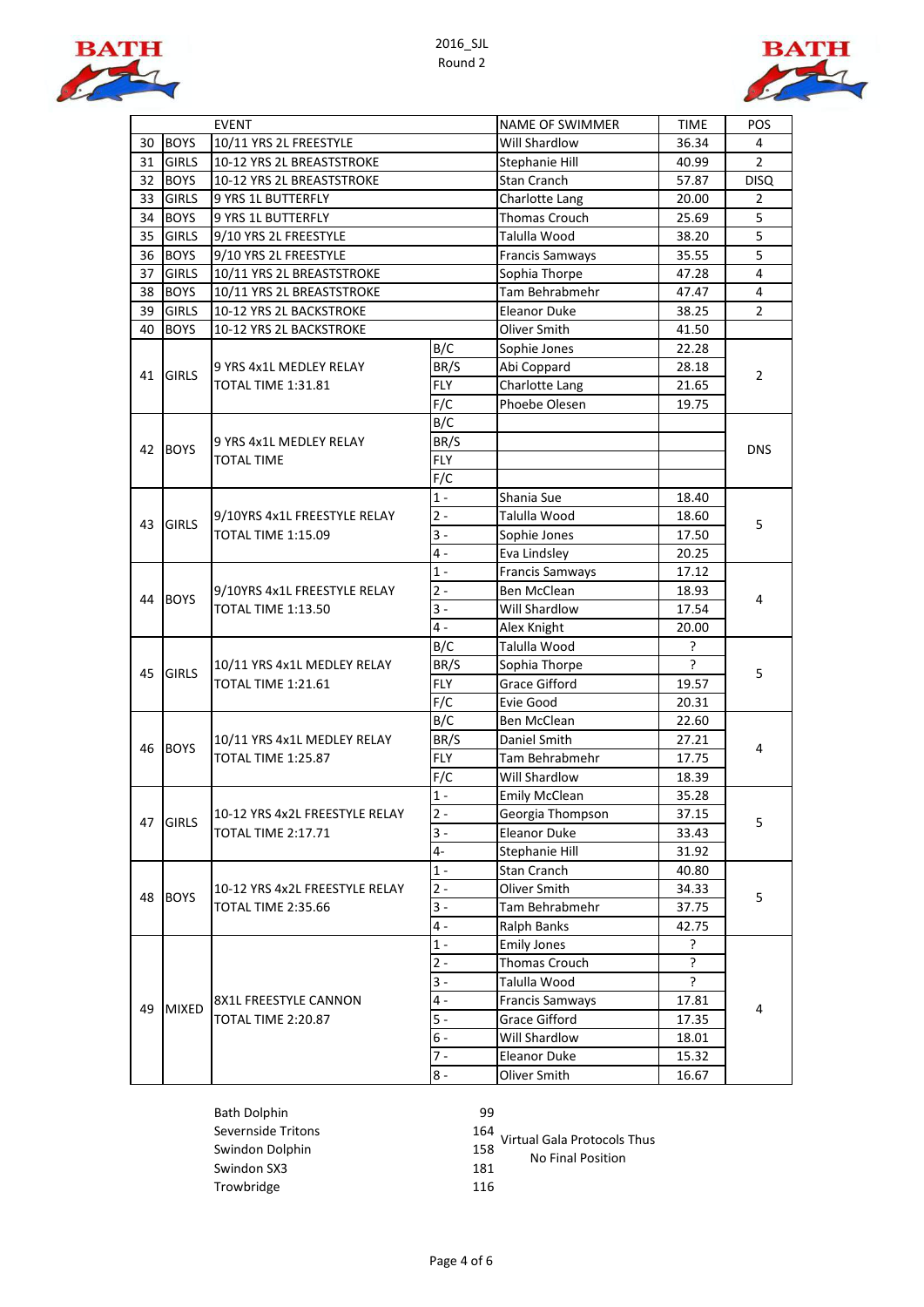2016_SJL
Round 2

| | | EVENT | | NAME OF SWIMMER | TIME | POS |
|---|---|---|---|---|---|---|
| 30 | BOYS | 10/11 YRS 2L FREESTYLE | | Will Shardlow | 36.34 | 4 |
| 31 | GIRLS | 10-12 YRS 2L BREASTSTROKE | | Stephanie Hill | 40.99 | 2 |
| 32 | BOYS | 10-12 YRS 2L BREASTSTROKE | | Stan Cranch | 57.87 | DISQ |
| 33 | GIRLS | 9 YRS 1L BUTTERFLY | | Charlotte Lang | 20.00 | 2 |
| 34 | BOYS | 9 YRS 1L BUTTERFLY | | Thomas Crouch | 25.69 | 5 |
| 35 | GIRLS | 9/10 YRS 2L FREESTYLE | | Talulla Wood | 38.20 | 5 |
| 36 | BOYS | 9/10 YRS 2L FREESTYLE | | Francis Samways | 35.55 | 5 |
| 37 | GIRLS | 10/11 YRS 2L BREASTSTROKE | | Sophia Thorpe | 47.28 | 4 |
| 38 | BOYS | 10/11 YRS 2L BREASTSTROKE | | Tam Behrabmehr | 47.47 | 4 |
| 39 | GIRLS | 10-12 YRS 2L BACKSTROKE | | Eleanor Duke | 38.25 | 2 |
| 40 | BOYS | 10-12 YRS 2L BACKSTROKE | | Oliver Smith | 41.50 | |
| 41 | GIRLS | 9 YRS 4x1L MEDLEY RELAY TOTAL TIME 1:31.81 | B/C | Sophie Jones | 22.28 | 2 |
| | | | BR/S | Abi Coppard | 28.18 | |
| | | | FLY | Charlotte Lang | 21.65 | |
| | | | F/C | Phoebe Olesen | 19.75 | |
| 42 | BOYS | 9 YRS 4x1L MEDLEY RELAY TOTAL TIME | B/C | | | DNS |
| | | | BR/S | | | |
| | | | FLY | | | |
| | | | F/C | | | |
| 43 | GIRLS | 9/10YRS 4x1L FREESTYLE RELAY TOTAL TIME 1:15.09 | 1 - | Shania Sue | 18.40 | 5 |
| | | | 2 - | Talulla Wood | 18.60 | |
| | | | 3 - | Sophie Jones | 17.50 | |
| | | | 4 - | Eva Lindsley | 20.25 | |
| 44 | BOYS | 9/10YRS 4x1L FREESTYLE RELAY TOTAL TIME 1:13.50 | 1 - | Francis Samways | 17.12 | 4 |
| | | | 2 - | Ben McClean | 18.93 | |
| | | | 3 - | Will Shardlow | 17.54 | |
| | | | 4 - | Alex Knight | 20.00 | |
| 45 | GIRLS | 10/11 YRS 4x1L MEDLEY RELAY TOTAL TIME 1:21.61 | B/C | Talulla Wood | ? | 5 |
| | | | BR/S | Sophia Thorpe | ? | |
| | | | FLY | Grace Gifford | 19.57 | |
| | | | F/C | Evie Good | 20.31 | |
| 46 | BOYS | 10/11 YRS 4x1L MEDLEY RELAY TOTAL TIME 1:25.87 | B/C | Ben McClean | 22.60 | 4 |
| | | | BR/S | Daniel Smith | 27.21 | |
| | | | FLY | Tam Behrabmehr | 17.75 | |
| | | | F/C | Will Shardlow | 18.39 | |
| 47 | GIRLS | 10-12 YRS 4x2L FREESTYLE RELAY TOTAL TIME 2:17.71 | 1 - | Emily McClean | 35.28 | 5 |
| | | | 2 - | Georgia Thompson | 37.15 | |
| | | | 3 - | Eleanor Duke | 33.43 | |
| | | | 4- | Stephanie Hill | 31.92 | |
| 48 | BOYS | 10-12 YRS 4x2L FREESTYLE RELAY TOTAL TIME 2:35.66 | 1 - | Stan Cranch | 40.80 | 5 |
| | | | 2 - | Oliver Smith | 34.33 | |
| | | | 3 - | Tam Behrabmehr | 37.75 | |
| | | | 4 - | Ralph Banks | 42.75 | |
| 49 | MIXED | 8X1L FREESTYLE CANNON TOTAL TIME 2:20.87 | 1 - | Emily Jones | ? | 4 |
| | | | 2 - | Thomas Crouch | ? | |
| | | | 3 - | Talulla Wood | ? | |
| | | | 4 - | Francis Samways | 17.81 | |
| | | | 5 - | Grace Gifford | 17.35 | |
| | | | 6 - | Will Shardlow | 18.01 | |
| | | | 7 - | Eleanor Duke | 15.32 | |
| | | | 8 - | Oliver Smith | 16.67 | |

| Club | Points |
|---|---|
| Bath Dolphin | 99 |
| Severnside Tritons | 164 |
| Swindon Dolphin | 158 |
| Swindon SX3 | 181 |
| Trowbridge | 116 |

Virtual Gala Protocols Thus No Final Position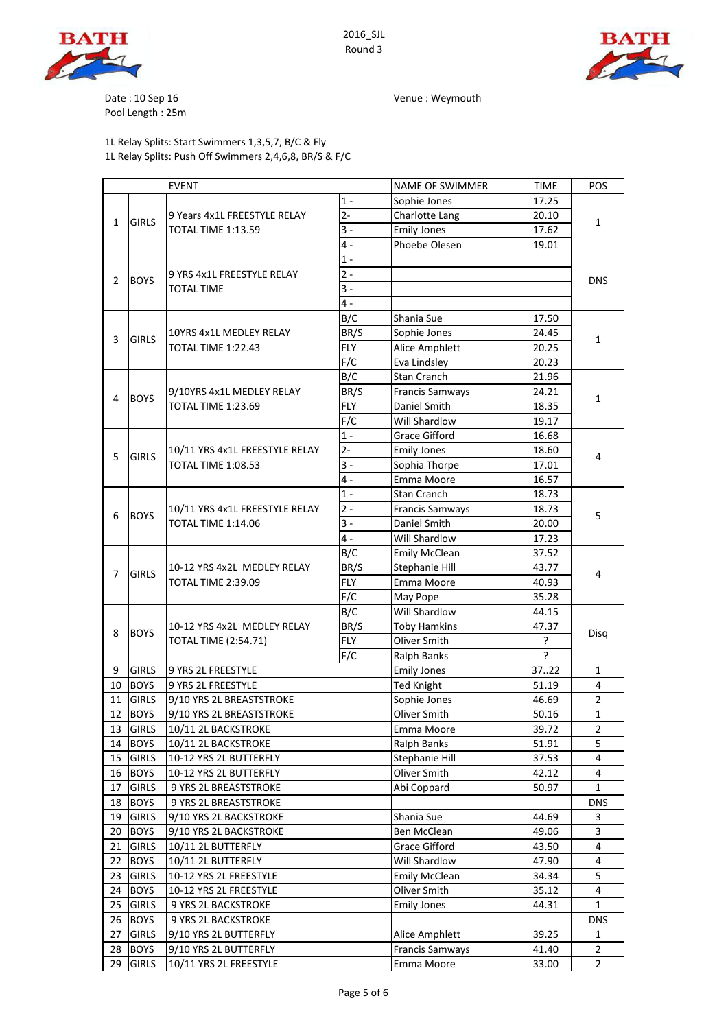2016_SJL
Round 3

Date : 10 Sep 16
Pool Length : 25m

Venue : Weymouth

1L Relay Splits: Start Swimmers 1,3,5,7, B/C & Fly
1L Relay Splits: Push Off Swimmers 2,4,6,8, BR/S & F/C

| EVENT | | | | NAME OF SWIMMER | TIME | POS |
|---|---|---|---|---|---|---|
| 1 | GIRLS | 9 Years 4x1L FREESTYLE RELAY TOTAL TIME 1:13.59 | 1 - | Sophie Jones | 17.25 | 1 |
| | | | 2- | Charlotte Lang | 20.10 | |
| | | | 3 - | Emily Jones | 17.62 | |
| | | | 4 - | Phoebe Olesen | 19.01 | |
| 2 | BOYS | 9 YRS 4x1L FREESTYLE RELAY TOTAL TIME | 1 - | | | DNS |
| | | | 2 - | | | |
| | | | 3 - | | | |
| | | | 4 - | | | |
| 3 | GIRLS | 10YRS 4x1L MEDLEY RELAY TOTAL TIME 1:22.43 | B/C | Shania Sue | 17.50 | 1 |
| | | | BR/S | Sophie Jones | 24.45 | |
| | | | FLY | Alice Amphlett | 20.25 | |
| | | | F/C | Eva Lindsley | 20.23 | |
| 4 | BOYS | 9/10YRS 4x1L MEDLEY RELAY TOTAL TIME 1:23.69 | B/C | Stan Cranch | 21.96 | 1 |
| | | | BR/S | Francis Samways | 24.21 | |
| | | | FLY | Daniel Smith | 18.35 | |
| | | | F/C | Will Shardlow | 19.17 | |
| 5 | GIRLS | 10/11 YRS 4x1L FREESTYLE RELAY TOTAL TIME 1:08.53 | 1 - | Grace Gifford | 16.68 | 4 |
| | | | 2- | Emily Jones | 18.60 | |
| | | | 3 - | Sophia Thorpe | 17.01 | |
| | | | 4 - | Emma Moore | 16.57 | |
| 6 | BOYS | 10/11 YRS 4x1L FREESTYLE RELAY TOTAL TIME 1:14.06 | 1 - | Stan Cranch | 18.73 | 5 |
| | | | 2 - | Francis Samways | 18.73 | |
| | | | 3 - | Daniel Smith | 20.00 | |
| | | | 4 - | Will Shardlow | 17.23 | |
| 7 | GIRLS | 10-12 YRS 4x2L MEDLEY RELAY TOTAL TIME 2:39.09 | B/C | Emily McClean | 37.52 | 4 |
| | | | BR/S | Stephanie Hill | 43.77 | |
| | | | FLY | Emma Moore | 40.93 | |
| | | | F/C | May Pope | 35.28 | |
| 8 | BOYS | 10-12 YRS 4x2L MEDLEY RELAY TOTAL TIME (2:54.71) | B/C | Will Shardlow | 44.15 | Disq |
| | | | BR/S | Toby Hamkins | 47.37 | |
| | | | FLY | Oliver Smith | ? | |
| | | | F/C | Ralph Banks | ? | |
| 9 | GIRLS | 9 YRS 2L FREESTYLE | | Emily Jones | 37..22 | 1 |
| 10 | BOYS | 9 YRS 2L FREESTYLE | | Ted Knight | 51.19 | 4 |
| 11 | GIRLS | 9/10 YRS 2L BREASTSTROKE | | Sophie Jones | 46.69 | 2 |
| 12 | BOYS | 9/10 YRS 2L BREASTSTROKE | | Oliver Smith | 50.16 | 1 |
| 13 | GIRLS | 10/11 2L BACKSTROKE | | Emma Moore | 39.72 | 2 |
| 14 | BOYS | 10/11 2L BACKSTROKE | | Ralph Banks | 51.91 | 5 |
| 15 | GIRLS | 10-12 YRS 2L BUTTERFLY | | Stephanie Hill | 37.53 | 4 |
| 16 | BOYS | 10-12 YRS 2L BUTTERFLY | | Oliver Smith | 42.12 | 4 |
| 17 | GIRLS | 9 YRS 2L BREASTSTROKE | | Abi Coppard | 50.97 | 1 |
| 18 | BOYS | 9 YRS 2L BREASTSTROKE | | | | DNS |
| 19 | GIRLS | 9/10 YRS 2L BACKSTROKE | | Shania Sue | 44.69 | 3 |
| 20 | BOYS | 9/10 YRS 2L BACKSTROKE | | Ben McClean | 49.06 | 3 |
| 21 | GIRLS | 10/11 2L BUTTERFLY | | Grace Gifford | 43.50 | 4 |
| 22 | BOYS | 10/11 2L BUTTERFLY | | Will Shardlow | 47.90 | 4 |
| 23 | GIRLS | 10-12 YRS 2L FREESTYLE | | Emily McClean | 34.34 | 5 |
| 24 | BOYS | 10-12 YRS 2L FREESTYLE | | Oliver Smith | 35.12 | 4 |
| 25 | GIRLS | 9 YRS 2L BACKSTROKE | | Emily Jones | 44.31 | 1 |
| 26 | BOYS | 9 YRS 2L BACKSTROKE | | | | DNS |
| 27 | GIRLS | 9/10 YRS 2L BUTTERFLY | | Alice Amphlett | 39.25 | 1 |
| 28 | BOYS | 9/10 YRS 2L BUTTERFLY | | Francis Samways | 41.40 | 2 |
| 29 | GIRLS | 10/11 YRS 2L FREESTYLE | | Emma Moore | 33.00 | 2 |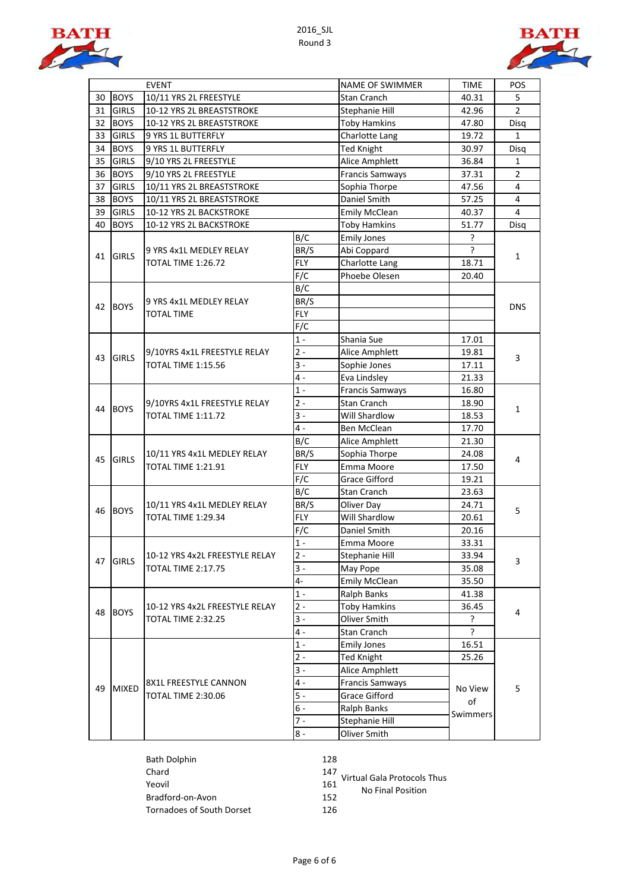2016_SJL
Round 3

| | | EVENT | | NAME OF SWIMMER | TIME | POS |
|---|---|---|---|---|---|---|
| 30 | BOYS | 10/11 YRS 2L FREESTYLE | | Stan Cranch | 40.31 | 5 |
| 31 | GIRLS | 10-12 YRS 2L BREASTSTROKE | | Stephanie Hill | 42.96 | 2 |
| 32 | BOYS | 10-12 YRS 2L BREASTSTROKE | | Toby Hamkins | 47.80 | Disq |
| 33 | GIRLS | 9 YRS 1L BUTTERFLY | | Charlotte Lang | 19.72 | 1 |
| 34 | BOYS | 9 YRS 1L BUTTERFLY | | Ted Knight | 30.97 | Disq |
| 35 | GIRLS | 9/10 YRS 2L FREESTYLE | | Alice Amphlett | 36.84 | 1 |
| 36 | BOYS | 9/10 YRS 2L FREESTYLE | | Francis Samways | 37.31 | 2 |
| 37 | GIRLS | 10/11 YRS 2L BREASTSTROKE | | Sophia Thorpe | 47.56 | 4 |
| 38 | BOYS | 10/11 YRS 2L BREASTSTROKE | | Daniel Smith | 57.25 | 4 |
| 39 | GIRLS | 10-12 YRS 2L BACKSTROKE | | Emily McClean | 40.37 | 4 |
| 40 | BOYS | 10-12 YRS 2L BACKSTROKE | | Toby Hamkins | 51.77 | Disq |
| 41 | GIRLS | 9 YRS 4x1L MEDLEY RELAY TOTAL TIME 1:26.72 | B/C | Emily Jones | ? | 1 |
| | | | BR/S | Abi Coppard | ? | |
| | | | FLY | Charlotte Lang | 18.71 | |
| | | | F/C | Phoebe Olesen | 20.40 | |
| 42 | BOYS | 9 YRS 4x1L MEDLEY RELAY TOTAL TIME | B/C | | | DNS |
| | | | BR/S | | | |
| | | | FLY | | | |
| | | | F/C | | | |
| 43 | GIRLS | 9/10YRS 4x1L FREESTYLE RELAY TOTAL TIME 1:15.56 | 1 - | Shania Sue | 17.01 | 3 |
| | | | 2 - | Alice Amphlett | 19.81 | |
| | | | 3 - | Sophie Jones | 17.11 | |
| | | | 4 - | Eva Lindsley | 21.33 | |
| 44 | BOYS | 9/10YRS 4x1L FREESTYLE RELAY TOTAL TIME 1:11.72 | 1 - | Francis Samways | 16.80 | 1 |
| | | | 2 - | Stan Cranch | 18.90 | |
| | | | 3 - | Will Shardlow | 18.53 | |
| | | | 4 - | Ben McClean | 17.70 | |
| 45 | GIRLS | 10/11 YRS 4x1L MEDLEY RELAY TOTAL TIME 1:21.91 | B/C | Alice Amphlett | 21.30 | 4 |
| | | | BR/S | Sophia Thorpe | 24.08 | |
| | | | FLY | Emma Moore | 17.50 | |
| | | | F/C | Grace Gifford | 19.21 | |
| 46 | BOYS | 10/11 YRS 4x1L MEDLEY RELAY TOTAL TIME 1:29.34 | B/C | Stan Cranch | 23.63 | 5 |
| | | | BR/S | Oliver Day | 24.71 | |
| | | | FLY | Will Shardlow | 20.61 | |
| | | | F/C | Daniel Smith | 20.16 | |
| 47 | GIRLS | 10-12 YRS 4x2L FREESTYLE RELAY TOTAL TIME 2:17.75 | 1 - | Emma Moore | 33.31 | 3 |
| | | | 2 - | Stephanie Hill | 33.94 | |
| | | | 3 - | May Pope | 35.08 | |
| | | | 4- | Emily McClean | 35.50 | |
| 48 | BOYS | 10-12 YRS 4x2L FREESTYLE RELAY TOTAL TIME 2:32.25 | 1 - | Ralph Banks | 41.38 | 4 |
| | | | 2 - | Toby Hamkins | 36.45 | |
| | | | 3 - | Oliver Smith | ? | |
| | | | 4 - | Stan Cranch | ? | |
| 49 | MIXED | 8X1L FREESTYLE CANNON TOTAL TIME 2:30.06 | 1 - | Emily Jones | 16.51 | 5 |
| | | | 2 - | Ted Knight | 25.26 | |
| | | | 3 - | Alice Amphlett | No View of Swimmers | |
| | | | 4 - | Francis Samways | | |
| | | | 5 - | Grace Gifford | | |
| | | | 6 - | Ralph Banks | | |
| | | | 7 - | Stephanie Hill | | |
| | | | 8 - | Oliver Smith | | |

| | |
|---|---|
| Bath Dolphin | 128 |
| Chard | 147 |
| Yeovil | 161 |
| Bradford-on-Avon | 152 |
| Tornadoes of South Dorset | 126 |

Virtual Gala Protocols Thus
No Final Position